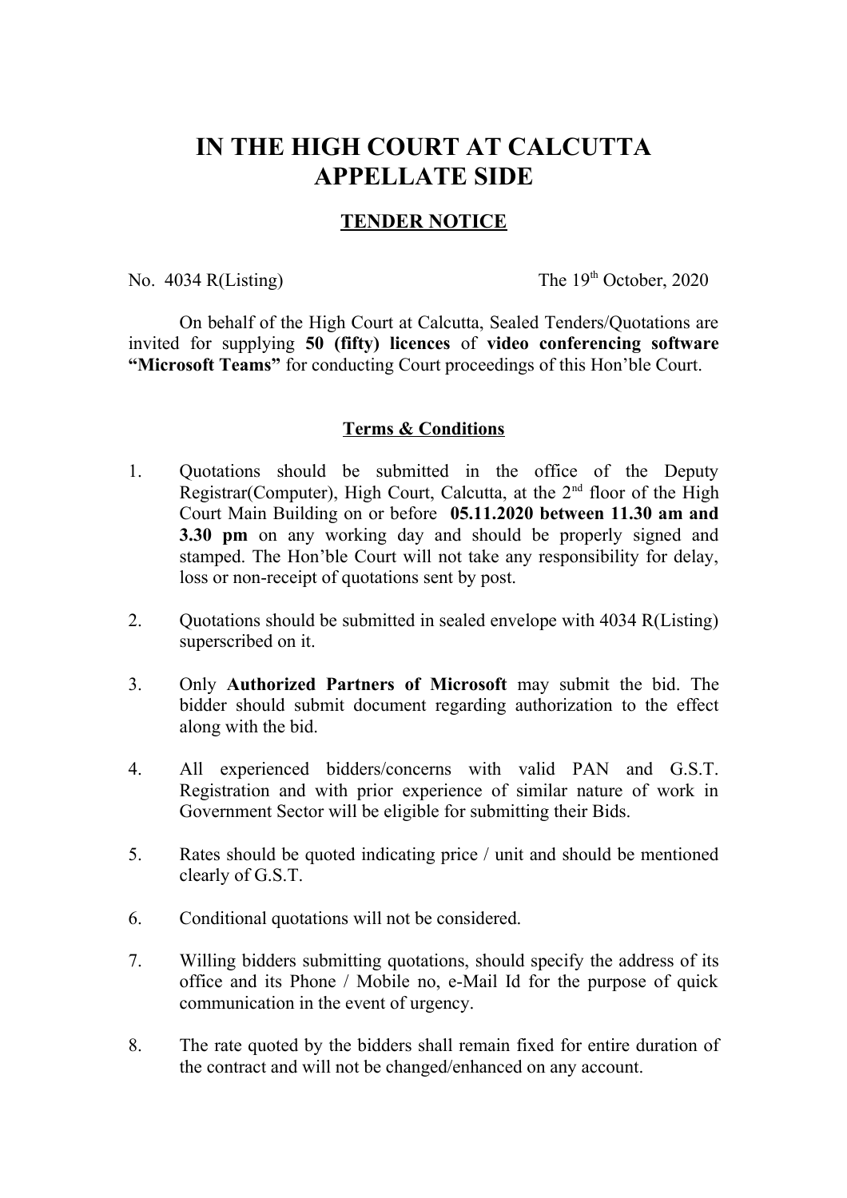# IN THE HIGH COURT AT CALCUTTA
# APPELLATE SIDE

## TENDER NOTICE

No. 4034 R(Listing) The 19th October, 2020

On behalf of the High Court at Calcutta, Sealed Tenders/Quotations are invited for supplying **50 (fifty) licences** of **video conferencing software "Microsoft Teams"** for conducting Court proceedings of this Hon'ble Court.

### Terms & Conditions

1. Quotations should be submitted in the office of the Deputy Registrar(Computer), High Court, Calcutta, at the 2nd floor of the High Court Main Building on or before **05.11.2020 between 11.30 am and 3.30 pm** on any working day and should be properly signed and stamped. The Hon'ble Court will not take any responsibility for delay, loss or non-receipt of quotations sent by post.

2. Quotations should be submitted in sealed envelope with 4034 R(Listing) superscribed on it.

3. Only **Authorized Partners of Microsoft** may submit the bid. The bidder should submit document regarding authorization to the effect along with the bid.

4. All experienced bidders/concerns with valid PAN and G.S.T. Registration and with prior experience of similar nature of work in Government Sector will be eligible for submitting their Bids.

5. Rates should be quoted indicating price / unit and should be mentioned clearly of G.S.T.

6. Conditional quotations will not be considered.

7. Willing bidders submitting quotations, should specify the address of its office and its Phone / Mobile no, e-Mail Id for the purpose of quick communication in the event of urgency.

8. The rate quoted by the bidders shall remain fixed for entire duration of the contract and will not be changed/enhanced on any account.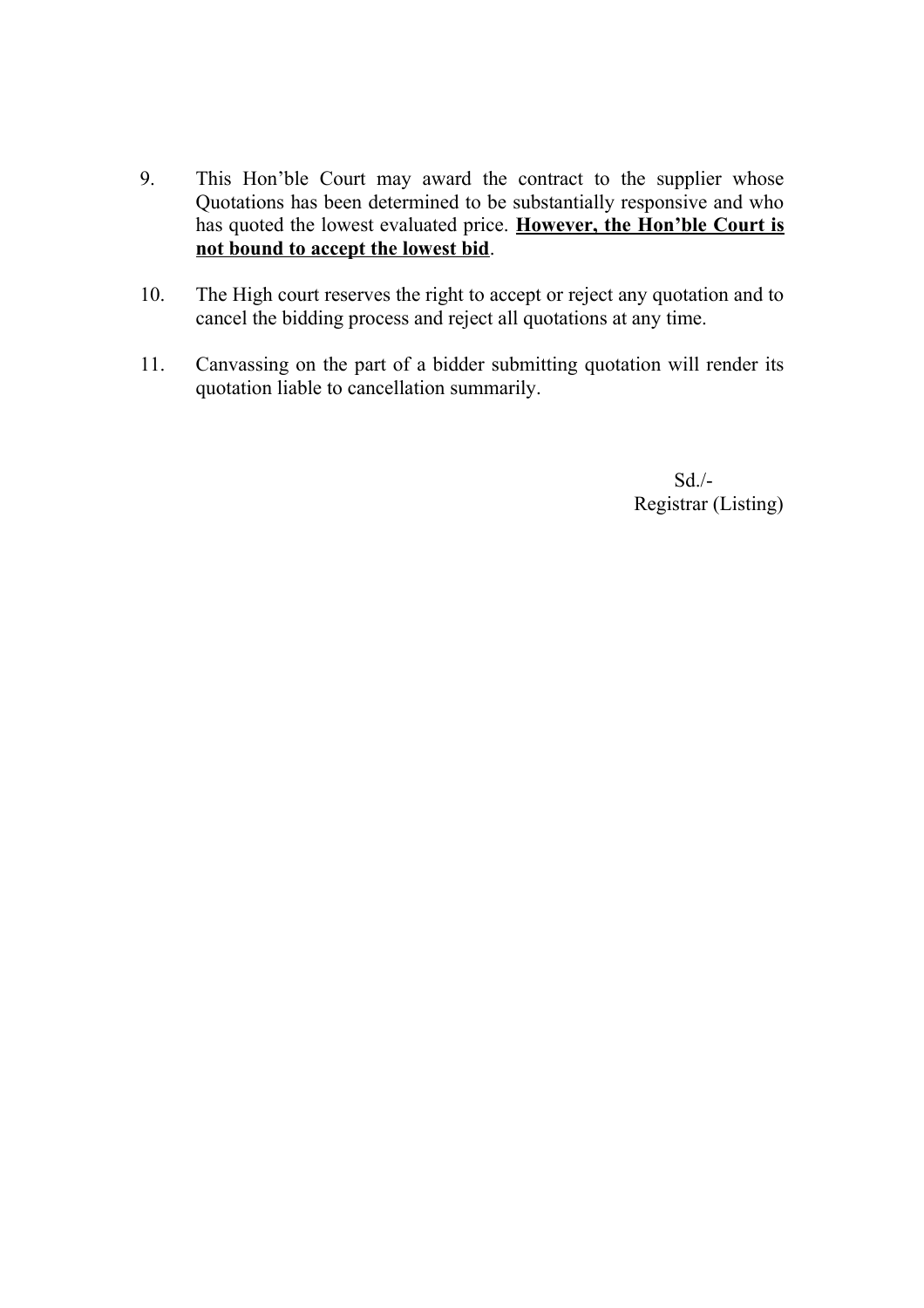9. This Hon'ble Court may award the contract to the supplier whose Quotations has been determined to be substantially responsive and who has quoted the lowest evaluated price. **<u>However, the Hon'ble Court is not bound to accept the lowest bid</u>**.

10. The High court reserves the right to accept or reject any quotation and to cancel the bidding process and reject all quotations at any time.

11. Canvassing on the part of a bidder submitting quotation will render its quotation liable to cancellation summarily.

Sd./-
Registrar (Listing)